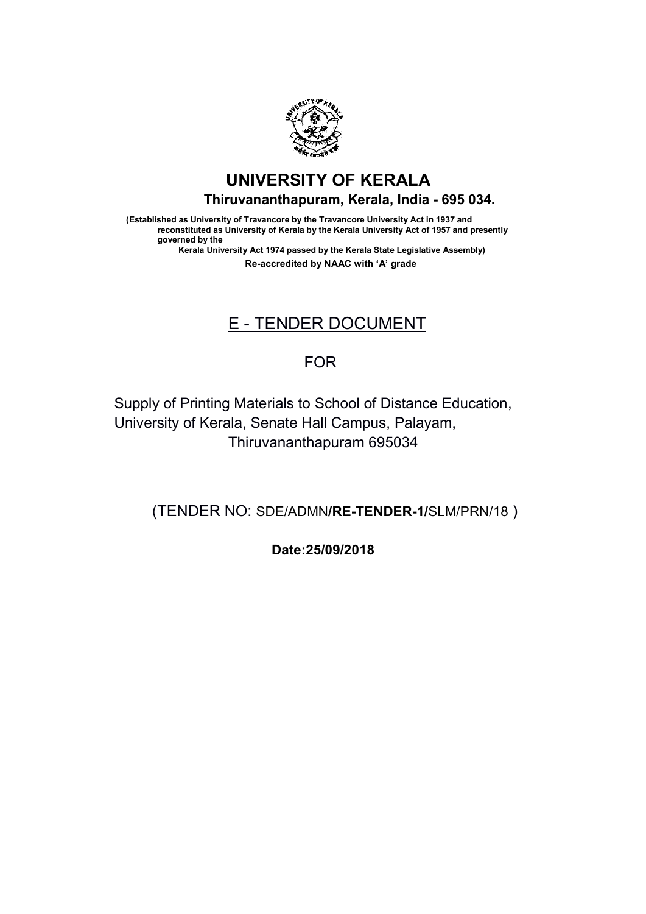# UNIVERSITY OF KERALA

**Thiruvananthapuram, Kerala, India - 695 034.**

**(Established as University of Travancore by the Travancore University Act in 1937 and reconstituted as University of Kerala by the Kerala University Act of 1957 and presently governed by the Kerala University Act 1974 passed by the Kerala State Legislative Assembly)**

**Re-accredited by NAAC with 'A' grade**

## E - TENDER DOCUMENT

FOR

Supply of Printing Materials to School of Distance Education, University of Kerala, Senate Hall Campus, Palayam, Thiruvananthapuram 695034

(TENDER NO: SDE/ADMN**/RE-TENDER-1/**SLM/PRN/18 )

**Date:25/09/2018**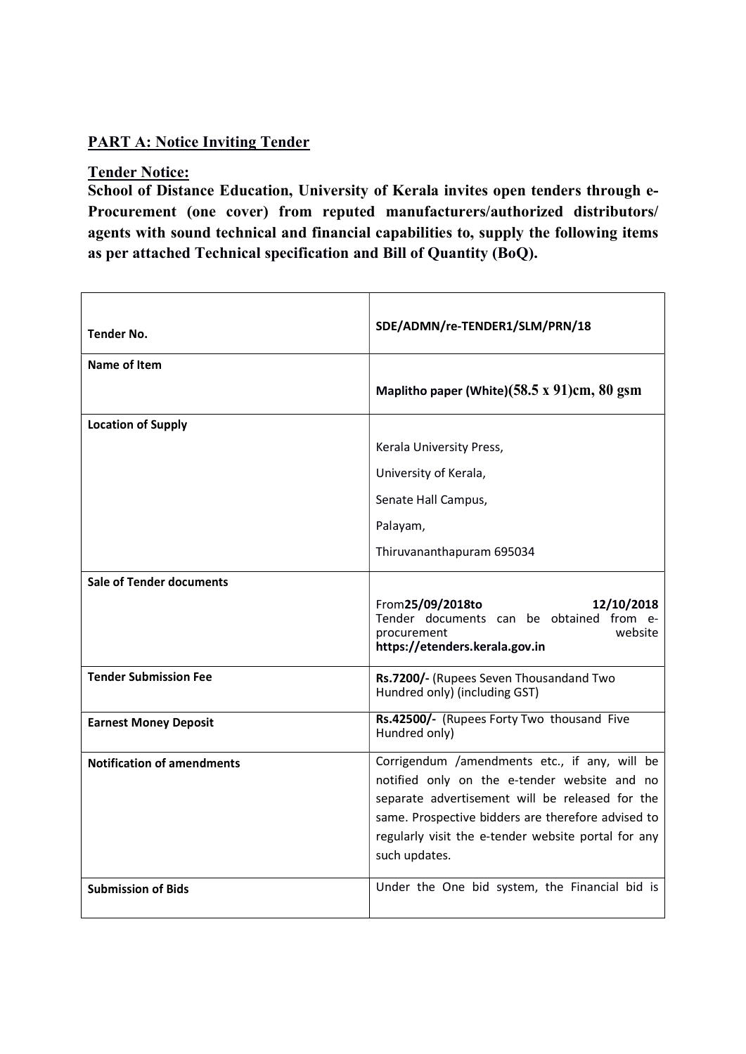## PART A: Notice Inviting Tender

### Tender Notice:

**School of Distance Education, University of Kerala invites open tenders through e-Procurement (one cover) from reputed manufacturers/authorized distributors/ agents with sound technical and financial capabilities to, supply the following items as per attached Technical specification and Bill of Quantity (BoQ).**

| | |
|---|---|
| **Tender No.** | **SDE/ADMN/re-TENDER1/SLM/PRN/18** |
| **Name of Item** | **Maplitho paper (White)(58.5 x 91)cm, 80 gsm** |
| **Location of Supply** | Kerala University Press,<br>University of Kerala,<br>Senate Hall Campus,<br>Palayam,<br>Thiruvananthapuram 695034 |
| **Sale of Tender documents** | From**25/09/2018**to **12/10/2018**<br>Tender documents can be obtained from e-procurement website **https://etenders.kerala.gov.in** |
| **Tender Submission Fee** | **Rs.7200/-** (Rupees Seven Thousandand Two Hundred only) (including GST) |
| **Earnest Money Deposit** | **Rs.42500/-** (Rupees Forty Two thousand Five Hundred only) |
| **Notification of amendments** | Corrigendum /amendments etc., if any, will be notified only on the e-tender website and no separate advertisement will be released for the same. Prospective bidders are therefore advised to regularly visit the e-tender website portal for any such updates. |
| **Submission of Bids** | Under the One bid system, the Financial bid is |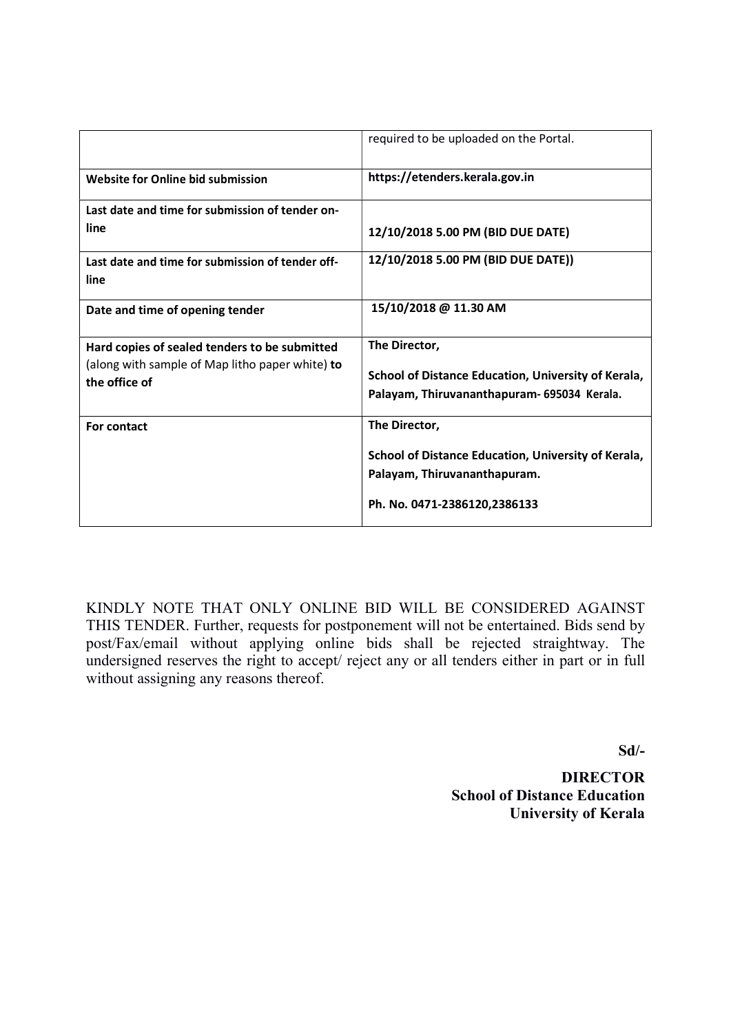| | |
|---|---|
| | required to be uploaded on the Portal. |
| **Website for Online bid submission** | **https://etenders.kerala.gov.in** |
| **Last date and time for submission of tender on-line** | **12/10/2018 5.00 PM (BID DUE DATE)** |
| **Last date and time for submission of tender off-line** | **12/10/2018 5.00 PM (BID DUE DATE))** |
| **Date and time of opening tender** | **15/10/2018 @ 11.30 AM** |
| **Hard copies of sealed tenders to be submitted** (along with sample of Map litho paper white) **to the office of** | **The Director,** <br> **School of Distance Education, University of Kerala, Palayam, Thiruvananthapuram- 695034 Kerala.** |
| **For contact** | **The Director,** <br> **School of Distance Education, University of Kerala, Palayam, Thiruvananthapuram.** <br> **Ph. No. 0471-2386120,2386133** |

KINDLY NOTE THAT ONLY ONLINE BID WILL BE CONSIDERED AGAINST THIS TENDER. Further, requests for postponement will not be entertained. Bids send by post/Fax/email without applying online bids shall be rejected straightway. The undersigned reserves the right to accept/ reject any or all tenders either in part or in full without assigning any reasons thereof.

**Sd/-**

**DIRECTOR**
**School of Distance Education**
**University of Kerala**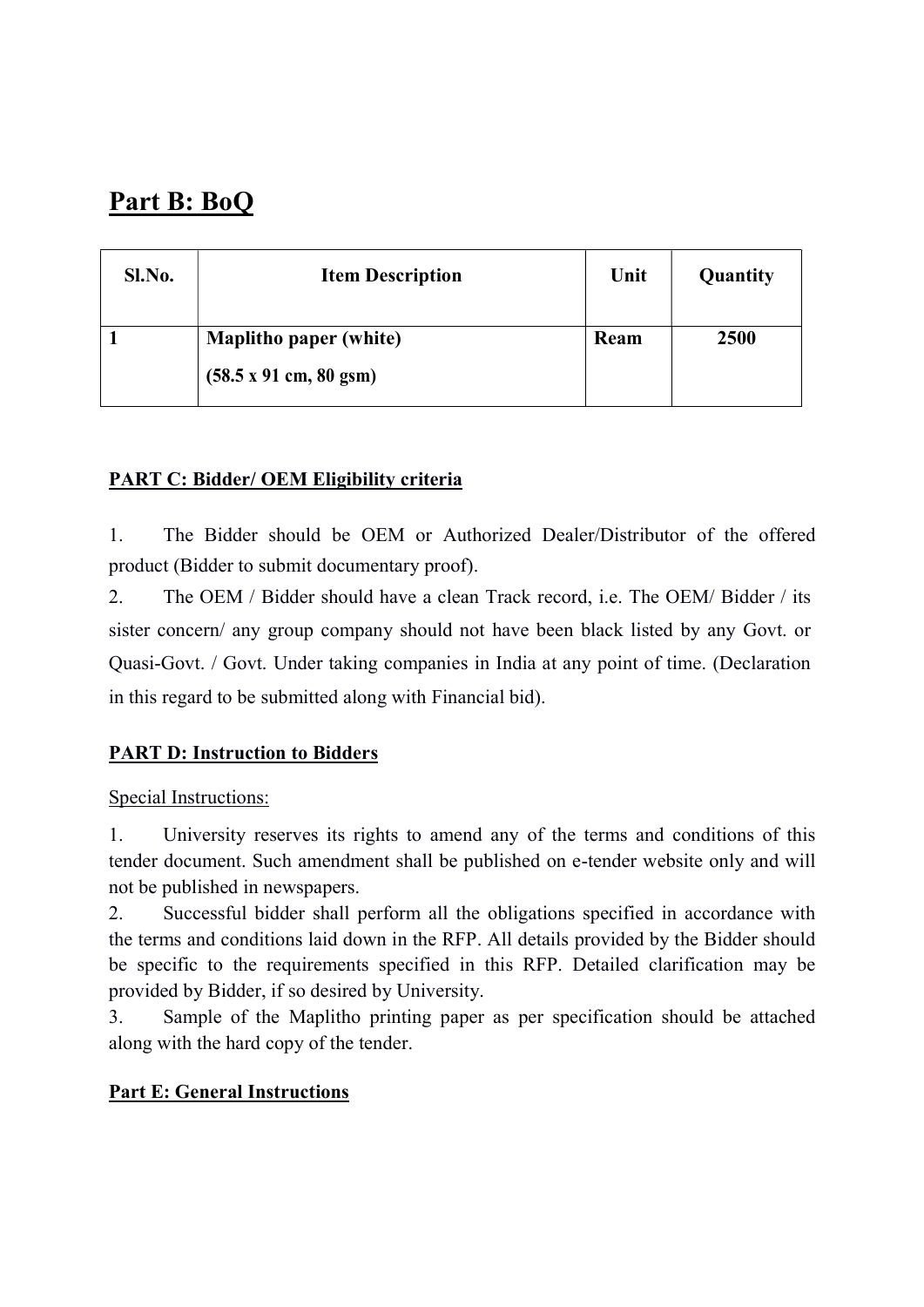## Part B: BoQ

| Sl.No. | Item Description | Unit | Quantity |
|---|---|---|---|
| **1** | **Maplitho paper (white)**<br>**(58.5 x 91 cm, 80 gsm)** | **Ream** | **2500** |

### PART C: Bidder/ OEM Eligibility criteria

1. The Bidder should be OEM or Authorized Dealer/Distributor of the offered product (Bidder to submit documentary proof).
2. The OEM / Bidder should have a clean Track record, i.e. The OEM/ Bidder / its sister concern/ any group company should not have been black listed by any Govt. or Quasi-Govt. / Govt. Under taking companies in India at any point of time. (Declaration in this regard to be submitted along with Financial bid).

### PART D: Instruction to Bidders

Special Instructions:

1. University reserves its rights to amend any of the terms and conditions of this tender document. Such amendment shall be published on e-tender website only and will not be published in newspapers.
2. Successful bidder shall perform all the obligations specified in accordance with the terms and conditions laid down in the RFP. All details provided by the Bidder should be specific to the requirements specified in this RFP. Detailed clarification may be provided by Bidder, if so desired by University.
3. Sample of the Maplitho printing paper as per specification should be attached along with the hard copy of the tender.

### Part E: General Instructions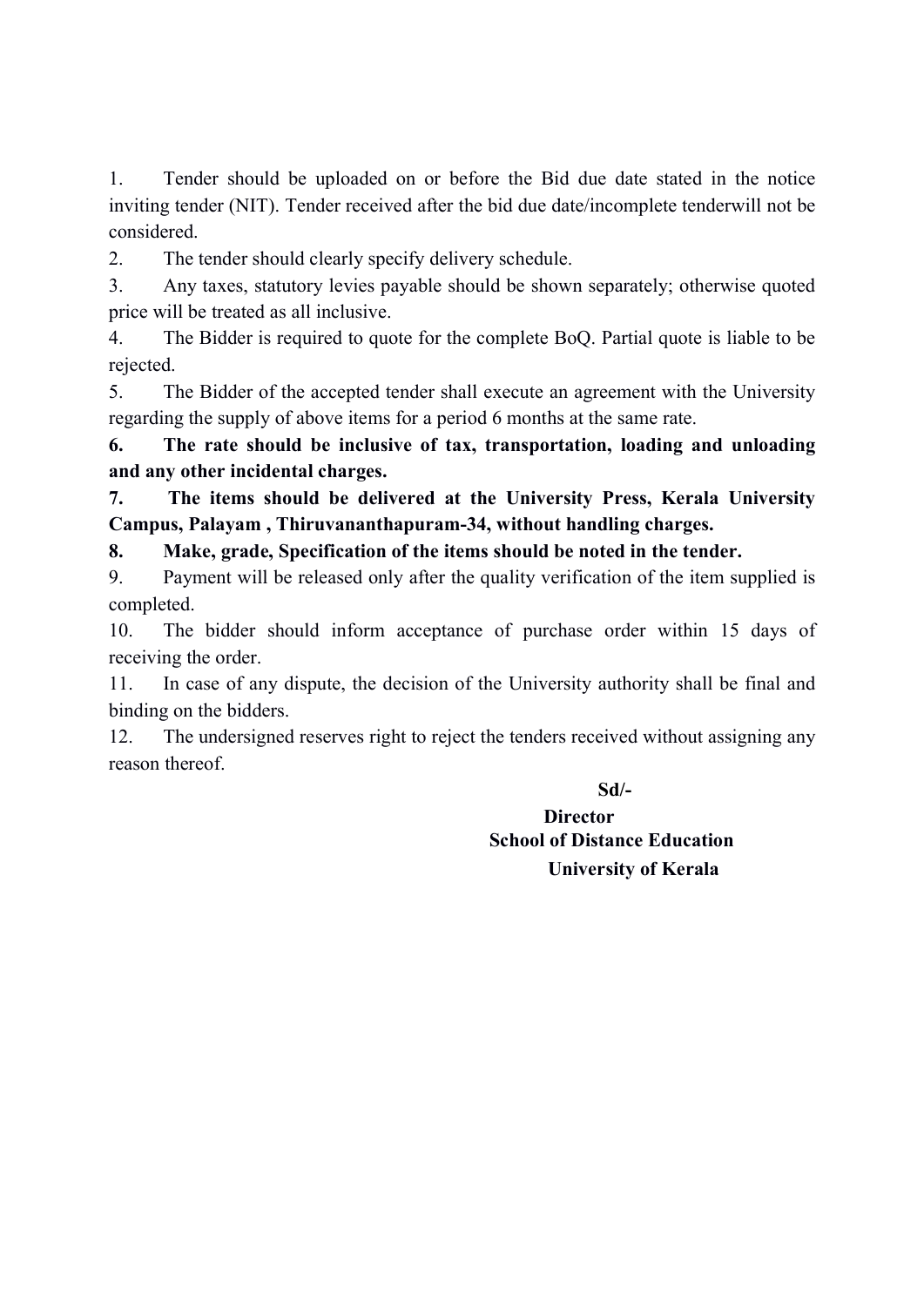1. Tender should be uploaded on or before the Bid due date stated in the notice inviting tender (NIT). Tender received after the bid due date/incomplete tenderwill not be considered.
2. The tender should clearly specify delivery schedule.
3. Any taxes, statutory levies payable should be shown separately; otherwise quoted price will be treated as all inclusive.
4. The Bidder is required to quote for the complete BoQ. Partial quote is liable to be rejected.
5. The Bidder of the accepted tender shall execute an agreement with the University regarding the supply of above items for a period 6 months at the same rate.
6. **The rate should be inclusive of tax, transportation, loading and unloading and any other incidental charges.**
7. **The items should be delivered at the University Press, Kerala University Campus, Palayam , Thiruvananthapuram-34, without handling charges.**
8. **Make, grade, Specification of the items should be noted in the tender.**
9. Payment will be released only after the quality verification of the item supplied is completed.
10. The bidder should inform acceptance of purchase order within 15 days of receiving the order.
11. In case of any dispute, the decision of the University authority shall be final and binding on the bidders.
12. The undersigned reserves right to reject the tenders received without assigning any reason thereof.

**Sd/-**

**Director**

**School of Distance Education**

**University of Kerala**